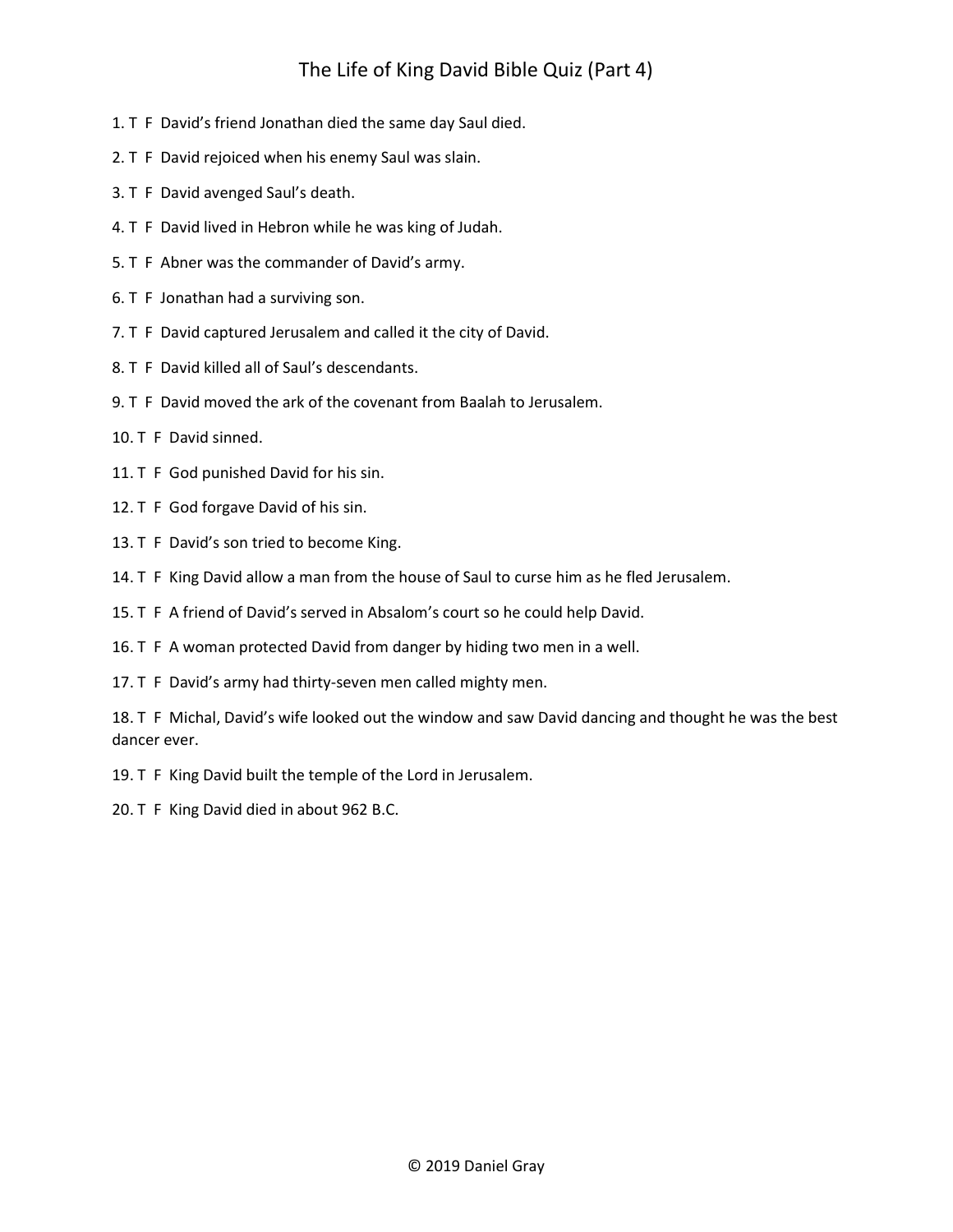# The Life of King David Bible Quiz (Part 4)

1. T F David's friend Jonathan died the same day Saul died.

2. T F David rejoiced when his enemy Saul was slain.

3. T F David avenged Saul's death.

4. T F David lived in Hebron while he was king of Judah.

5. T F Abner was the commander of David's army.

6. T F Jonathan had a surviving son.

7. T F David captured Jerusalem and called it the city of David.

8. T F David killed all of Saul's descendants.

9. T F David moved the ark of the covenant from Baalah to Jerusalem.

10. T F David sinned.

11. T F God punished David for his sin.

12. T F God forgave David of his sin.

13. T F David's son tried to become King.

14. T F King David allow a man from the house of Saul to curse him as he fled Jerusalem.

15. T F A friend of David's served in Absalom's court so he could help David.

16. T F A woman protected David from danger by hiding two men in a well.

17. T F David's army had thirty-seven men called mighty men.

18. T F Michal, David's wife looked out the window and saw David dancing and thought he was the best dancer ever.

19. T F King David built the temple of the Lord in Jerusalem.

20. T F King David died in about 962 B.C.

© 2019 Daniel Gray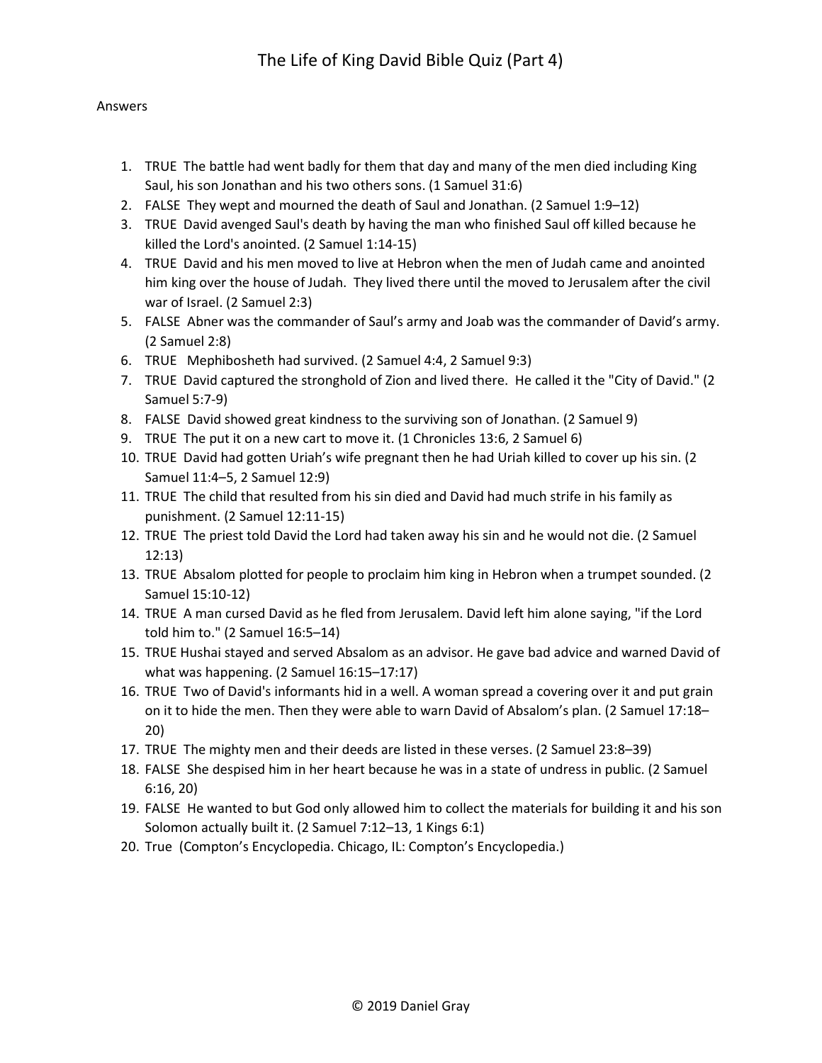# The Life of King David Bible Quiz (Part 4)

Answers

1. TRUE  The battle had went badly for them that day and many of the men died including King Saul, his son Jonathan and his two others sons. (1 Samuel 31:6)
2. FALSE  They wept and mourned the death of Saul and Jonathan. (2 Samuel 1:9–12)
3. TRUE  David avenged Saul's death by having the man who finished Saul off killed because he killed the Lord's anointed. (2 Samuel 1:14-15)
4. TRUE  David and his men moved to live at Hebron when the men of Judah came and anointed him king over the house of Judah.  They lived there until the moved to Jerusalem after the civil war of Israel. (2 Samuel 2:3)
5. FALSE  Abner was the commander of Saul's army and Joab was the commander of David's army. (2 Samuel 2:8)
6. TRUE   Mephibosheth had survived. (2 Samuel 4:4, 2 Samuel 9:3)
7. TRUE  David captured the stronghold of Zion and lived there.  He called it the "City of David." (2 Samuel 5:7-9)
8. FALSE  David showed great kindness to the surviving son of Jonathan. (2 Samuel 9)
9. TRUE  The put it on a new cart to move it. (1 Chronicles 13:6, 2 Samuel 6)
10. TRUE  David had gotten Uriah's wife pregnant then he had Uriah killed to cover up his sin. (2 Samuel 11:4–5, 2 Samuel 12:9)
11. TRUE  The child that resulted from his sin died and David had much strife in his family as punishment. (2 Samuel 12:11-15)
12. TRUE  The priest told David the Lord had taken away his sin and he would not die. (2 Samuel 12:13)
13. TRUE  Absalom plotted for people to proclaim him king in Hebron when a trumpet sounded. (2 Samuel 15:10-12)
14. TRUE  A man cursed David as he fled from Jerusalem. David left him alone saying, "if the Lord told him to." (2 Samuel 16:5–14)
15. TRUE Hushai stayed and served Absalom as an advisor. He gave bad advice and warned David of what was happening. (2 Samuel 16:15–17:17)
16. TRUE  Two of David's informants hid in a well. A woman spread a covering over it and put grain on it to hide the men. Then they were able to warn David of Absalom's plan. (2 Samuel 17:18–20)
17. TRUE  The mighty men and their deeds are listed in these verses. (2 Samuel 23:8–39)
18. FALSE  She despised him in her heart because he was in a state of undress in public. (2 Samuel 6:16, 20)
19. FALSE  He wanted to but God only allowed him to collect the materials for building it and his son Solomon actually built it. (2 Samuel 7:12–13, 1 Kings 6:1)
20. True  (Compton's Encyclopedia. Chicago, IL: Compton's Encyclopedia.)

© 2019 Daniel Gray